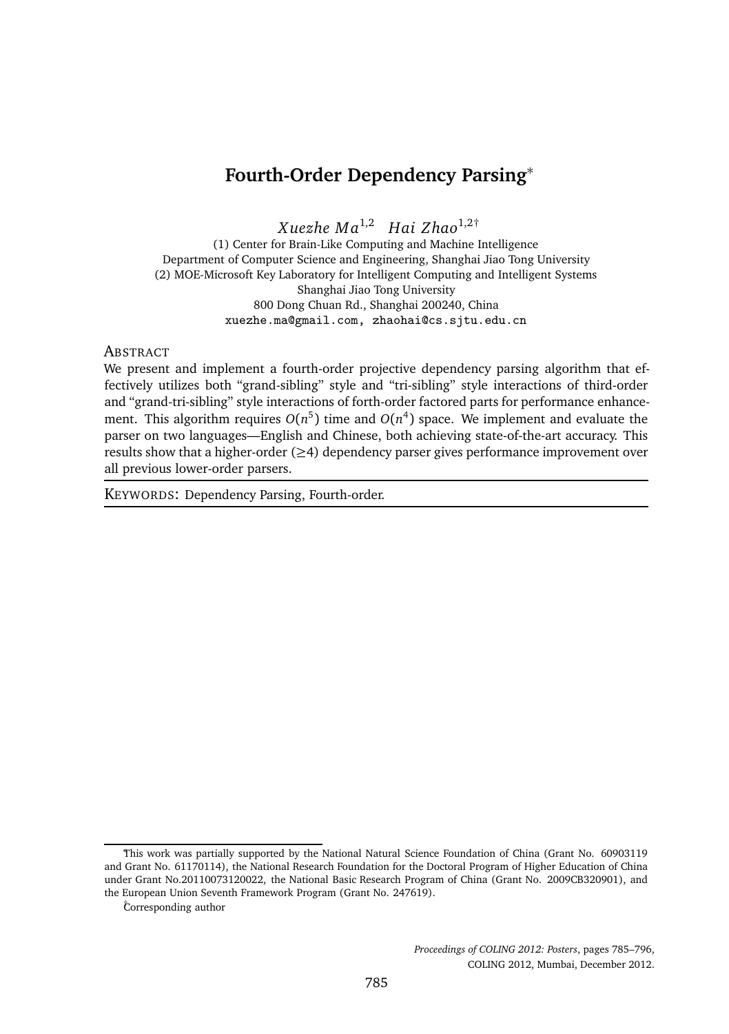# Fourth-Order Dependency Parsing*

*Xuezhe Ma*[1,2] *Hai Zhao*[1,2†]

(1) Center for Brain-Like Computing and Machine Intelligence
Department of Computer Science and Engineering, Shanghai Jiao Tong University
(2) MOE-Microsoft Key Laboratory for Intelligent Computing and Intelligent Systems
Shanghai Jiao Tong University
800 Dong Chuan Rd., Shanghai 200240, China
xuezhe.ma@gmail.com, zhaohai@cs.sjtu.edu.cn

## Abstract

We present and implement a fourth-order projective dependency parsing algorithm that effectively utilizes both "grand-sibling" style and "tri-sibling" style interactions of third-order and "grand-tri-sibling" style interactions of forth-order factored parts for performance enhancement. This algorithm requires $O(n^5)$ time and $O(n^4)$ space. We implement and evaluate the parser on two languages—English and Chinese, both achieving state-of-the-art accuracy. This results show that a higher-order (≥4) dependency parser gives performance improvement over all previous lower-order parsers.

KEYWORDS: Dependency Parsing, Fourth-order.

---

*This work was partially supported by the National Natural Science Foundation of China (Grant No. 60903119 and Grant No. 61170114), the National Research Foundation for the Doctoral Program of Higher Education of China under Grant No.20110073120022, the National Basic Research Program of China (Grant No. 2009CB320901), and the European Union Seventh Framework Program (Grant No. 247619).

†Corresponding author

Proceedings of COLING 2012: Posters, pages 785–796,
COLING 2012, Mumbai, December 2012.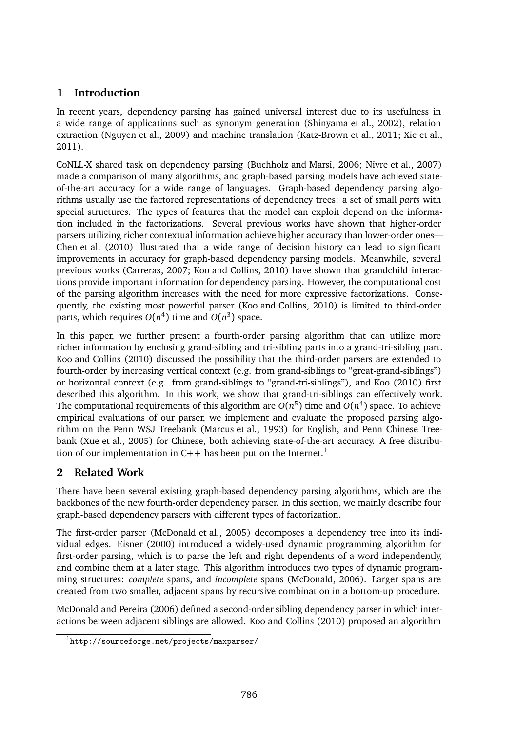## 1 Introduction

In recent years, dependency parsing has gained universal interest due to its usefulness in a wide range of applications such as synonym generation (Shinyama et al., 2002), relation extraction (Nguyen et al., 2009) and machine translation (Katz-Brown et al., 2011; Xie et al., 2011).

CoNLL-X shared task on dependency parsing (Buchholz and Marsi, 2006; Nivre et al., 2007) made a comparison of many algorithms, and graph-based parsing models have achieved state-of-the-art accuracy for a wide range of languages. Graph-based dependency parsing algorithms usually use the factored representations of dependency trees: a set of small *parts* with special structures. The types of features that the model can exploit depend on the information included in the factorizations. Several previous works have shown that higher-order parsers utilizing richer contextual information achieve higher accuracy than lower-order ones— Chen et al. (2010) illustrated that a wide range of decision history can lead to significant improvements in accuracy for graph-based dependency parsing models. Meanwhile, several previous works (Carreras, 2007; Koo and Collins, 2010) have shown that grandchild interactions provide important information for dependency parsing. However, the computational cost of the parsing algorithm increases with the need for more expressive factorizations. Consequently, the existing most powerful parser (Koo and Collins, 2010) is limited to third-order parts, which requires $O(n^4)$ time and $O(n^3)$ space.

In this paper, we further present a fourth-order parsing algorithm that can utilize more richer information by enclosing grand-sibling and tri-sibling parts into a grand-tri-sibling part. Koo and Collins (2010) discussed the possibility that the third-order parsers are extended to fourth-order by increasing vertical context (e.g. from grand-siblings to "great-grand-siblings") or horizontal context (e.g. from grand-siblings to "grand-tri-siblings"), and Koo (2010) first described this algorithm. In this work, we show that grand-tri-siblings can effectively work. The computational requirements of this algorithm are $O(n^5)$ time and $O(n^4)$ space. To achieve empirical evaluations of our parser, we implement and evaluate the proposed parsing algorithm on the Penn WSJ Treebank (Marcus et al., 1993) for English, and Penn Chinese Treebank (Xue et al., 2005) for Chinese, both achieving state-of-the-art accuracy. A free distribution of our implementation in C++ has been put on the Internet.[1]

## 2 Related Work

There have been several existing graph-based dependency parsing algorithms, which are the backbones of the new fourth-order dependency parser. In this section, we mainly describe four graph-based dependency parsers with different types of factorization.

The first-order parser (McDonald et al., 2005) decomposes a dependency tree into its individual edges. Eisner (2000) introduced a widely-used dynamic programming algorithm for first-order parsing, which is to parse the left and right dependents of a word independently, and combine them at a later stage. This algorithm introduces two types of dynamic programming structures: *complete* spans, and *incomplete* spans (McDonald, 2006). Larger spans are created from two smaller, adjacent spans by recursive combination in a bottom-up procedure.

McDonald and Pereira (2006) defined a second-order sibling dependency parser in which interactions between adjacent siblings are allowed. Koo and Collins (2010) proposed an algorithm

[1] http://sourceforge.net/projects/maxparser/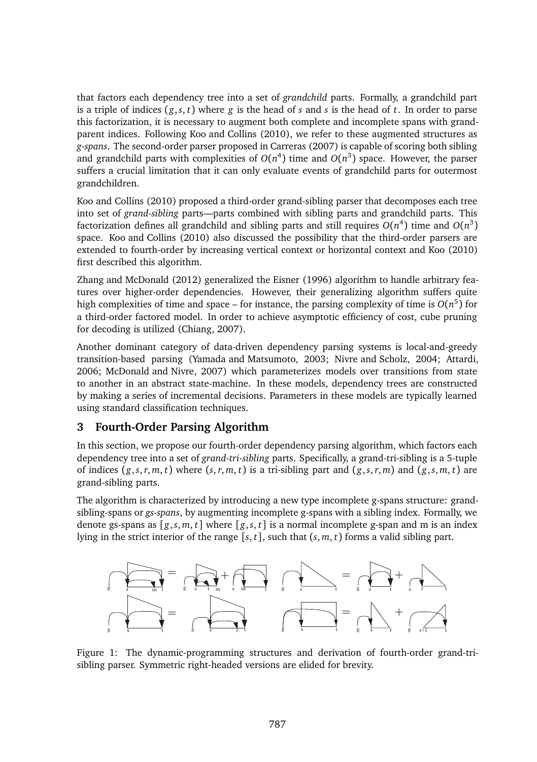that factors each dependency tree into a set of *grandchild* parts. Formally, a grandchild part is a triple of indices $(g, s, t)$ where $g$ is the head of $s$ and $s$ is the head of $t$. In order to parse this factorization, it is necessary to augment both complete and incomplete spans with grandparent indices. Following Koo and Collins (2010), we refer to these augmented structures as *g-spans*. The second-order parser proposed in Carreras (2007) is capable of scoring both sibling and grandchild parts with complexities of $O(n^4)$ time and $O(n^3)$ space. However, the parser suffers a crucial limitation that it can only evaluate events of grandchild parts for outermost grandchildren.

Koo and Collins (2010) proposed a third-order grand-sibling parser that decomposes each tree into set of *grand-sibling* parts—parts combined with sibling parts and grandchild parts. This factorization defines all grandchild and sibling parts and still requires $O(n^4)$ time and $O(n^3)$ space. Koo and Collins (2010) also discussed the possibility that the third-order parsers are extended to fourth-order by increasing vertical context or horizontal context and Koo (2010) first described this algorithm.

Zhang and McDonald (2012) generalized the Eisner (1996) algorithm to handle arbitrary features over higher-order dependencies. However, their generalizing algorithm suffers quite high complexities of time and space – for instance, the parsing complexity of time is $O(n^5)$ for a third-order factored model. In order to achieve asymptotic efficiency of cost, cube pruning for decoding is utilized (Chiang, 2007).

Another dominant category of data-driven dependency parsing systems is local-and-greedy transition-based parsing (Yamada and Matsumoto, 2003; Nivre and Scholz, 2004; Attardi, 2006; McDonald and Nivre, 2007) which parameterizes models over transitions from state to another in an abstract state-machine. In these models, dependency trees are constructed by making a series of incremental decisions. Parameters in these models are typically learned using standard classification techniques.

## 3 Fourth-Order Parsing Algorithm

In this section, we propose our fourth-order dependency parsing algorithm, which factors each dependency tree into a set of *grand-tri-sibling* parts. Specifically, a grand-tri-sibling is a 5-tuple of indices $(g, s, r, m, t)$ where $(s, r, m, t)$ is a tri-sibling part and $(g, s, r, m)$ and $(g, s, m, t)$ are grand-sibling parts.

The algorithm is characterized by introducing a new type incomplete g-spans structure: grand-sibling-spans or *gs-spans*, by augmenting incomplete g-spans with a sibling index. Formally, we denote gs-spans as $[g, s, m, t]$ where $[g, s, t]$ is a normal incomplete g-span and m is an index lying in the strict interior of the range $[s, t]$, such that $(s, m, t)$ forms a valid sibling part.

Figure 1: The dynamic-programming structures and derivation of fourth-order grand-tri-sibling parser. Symmetric right-headed versions are elided for brevity.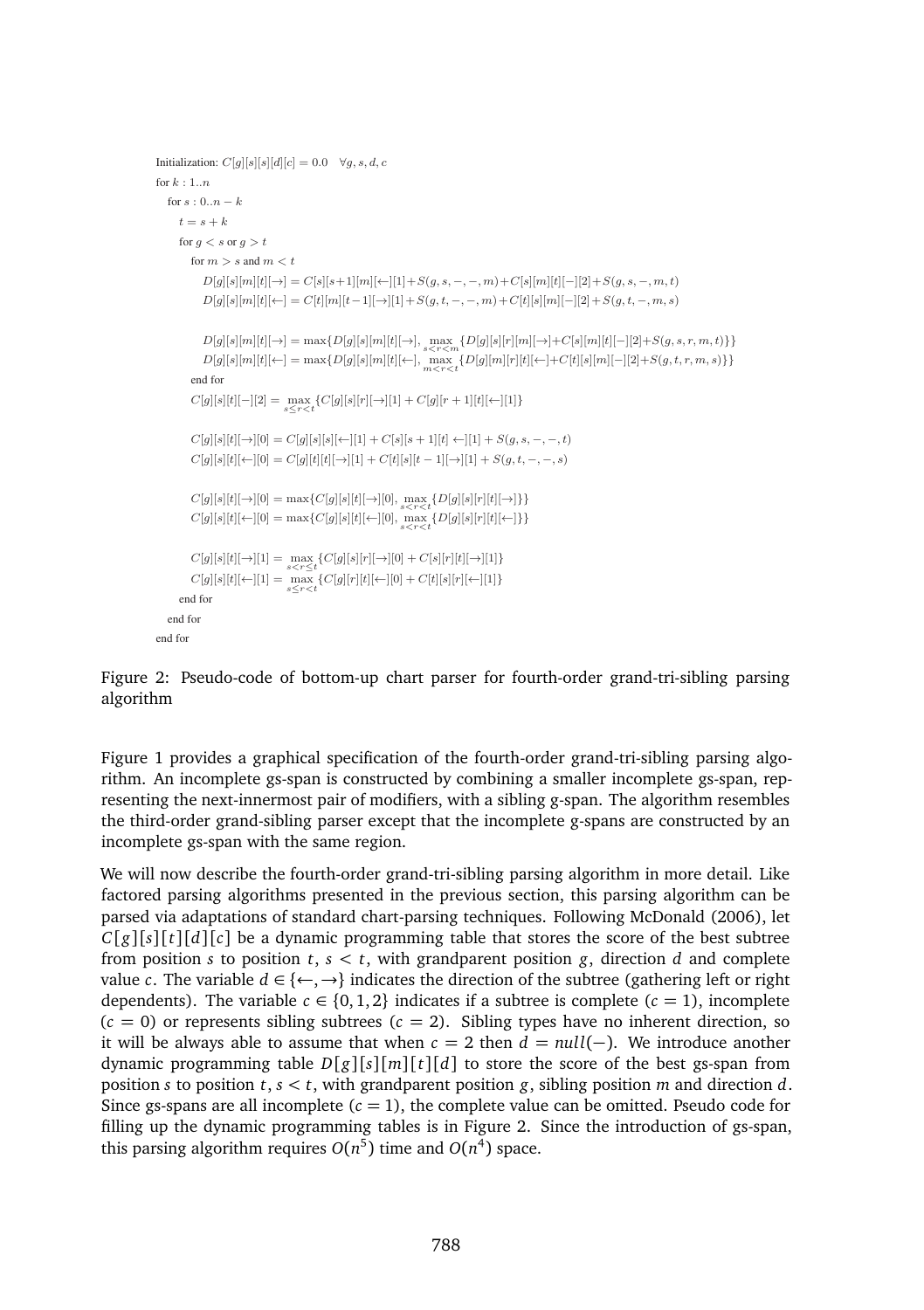```
Initialization: C[g][s][s][d][c] = 0.0   ∀g, s, d, c
for k : 1..n
  for s : 0..n − k
    t = s + k
    for g < s or g > t
      for m > s and m < t
        D[g][s][m][t][→] = C[s][s+1][m][←][1] + S(g, s, −, −, m) + C[s][m][t][−][2] + S(g, s, −, m, t)
        D[g][s][m][t][←] = C[t][m][t−1][→][1] + S(g, t, −, −, m) + C[t][s][m][−][2] + S(g, t, −, m, s)

        D[g][s][m][t][→] = max{D[g][s][m][t][→], max_{s<r<m} {D[g][s][r][m][→] + C[s][m][t][−][2] + S(g, s, r, m, t)}}
        D[g][s][m][t][←] = max{D[g][s][m][t][←], max_{m<r<t} {D[g][m][r][t][←] + C[t][s][m][−][2] + S(g, t, r, m, s)}}
      end for
      C[g][s][t][−][2] = max_{s≤r<t} {C[g][s][r][→][1] + C[g][r + 1][t][←][1]}

      C[g][s][t][→][0] = C[g][s][s][←][1] + C[s][s + 1][t] ←][1] + S(g, s, −, −, t)
      C[g][s][t][←][0] = C[g][t][t][→][1] + C[t][s][t − 1][→][1] + S(g, t, −, −, s)

      C[g][s][t][→][0] = max{C[g][s][t][→][0], max_{s<r<t} {D[g][s][r][t][→]}}
      C[g][s][t][←][0] = max{C[g][s][t][←][0], max_{s<r<t} {D[g][s][r][t][←]}}

      C[g][s][t][→][1] = max_{s<r≤t} {C[g][s][r][→][0] + C[s][r][t][→][1]}
      C[g][s][t][←][1] = max_{s≤r<t} {C[g][r][t][←][0] + C[t][s][r][←][1]}
    end for
  end for
end for
```

Figure 2: Pseudo-code of bottom-up chart parser for fourth-order grand-tri-sibling parsing algorithm

Figure 1 provides a graphical specification of the fourth-order grand-tri-sibling parsing algorithm. An incomplete gs-span is constructed by combining a smaller incomplete gs-span, representing the next-innermost pair of modifiers, with a sibling g-span. The algorithm resembles the third-order grand-sibling parser except that the incomplete g-spans are constructed by an incomplete gs-span with the same region.

We will now describe the fourth-order grand-tri-sibling parsing algorithm in more detail. Like factored parsing algorithms presented in the previous section, this parsing algorithm can be parsed via adaptations of standard chart-parsing techniques. Following McDonald (2006), let $C[g][s][t][d][c]$ be a dynamic programming table that stores the score of the best subtree from position $s$ to position $t$, $s < t$, with grandparent position $g$, direction $d$ and complete value $c$. The variable $d \in \{\leftarrow, \rightarrow\}$ indicates the direction of the subtree (gathering left or right dependents). The variable $c \in \{0, 1, 2\}$ indicates if a subtree is complete ($c = 1$), incomplete ($c = 0$) or represents sibling subtrees ($c = 2$). Sibling types have no inherent direction, so it will be always able to assume that when $c = 2$ then $d = null(-)$. We introduce another dynamic programming table $D[g][s][m][t][d]$ to store the score of the best gs-span from position $s$ to position $t$, $s < t$, with grandparent position $g$, sibling position $m$ and direction $d$. Since gs-spans are all incomplete ($c = 1$), the complete value can be omitted. Pseudo code for filling up the dynamic programming tables is in Figure 2. Since the introduction of gs-span, this parsing algorithm requires $O(n^5)$ time and $O(n^4)$ space.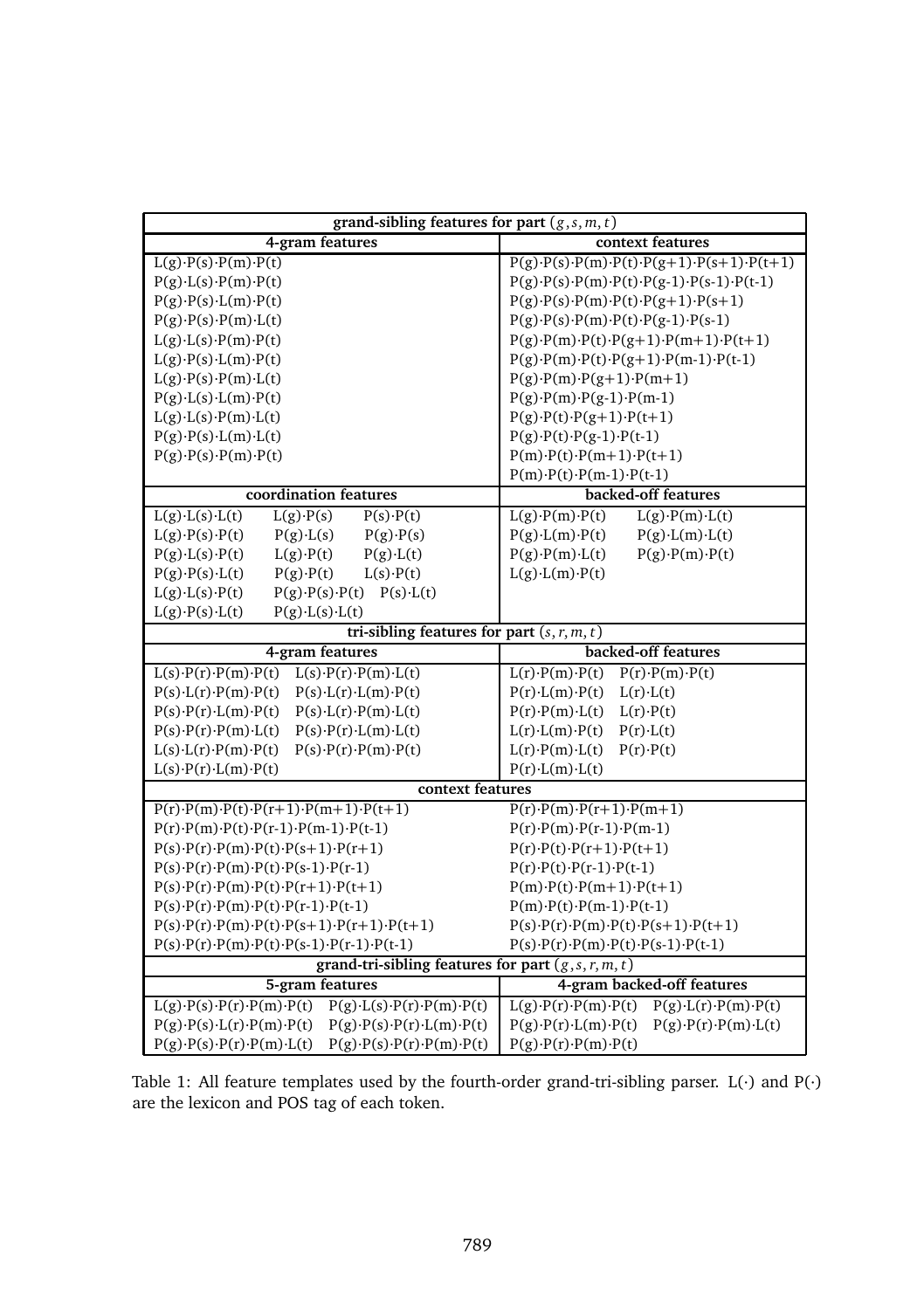| grand-sibling features for part $(g, s, m, t)$ | |
|---|---|
| **4-gram features** | **context features** |
| L(g)·P(s)·P(m)·P(t) | P(g)·P(s)·P(m)·P(t)·P(g+1)·P(s+1)·P(t+1) |
| P(g)·L(s)·P(m)·P(t) | P(g)·P(s)·P(m)·P(t)·P(g-1)·P(s-1)·P(t-1) |
| P(g)·P(s)·L(m)·P(t) | P(g)·P(s)·P(m)·P(t)·P(g+1)·P(s+1) |
| P(g)·P(s)·P(m)·L(t) | P(g)·P(s)·P(m)·P(t)·P(g-1)·P(s-1) |
| L(g)·L(s)·P(m)·P(t) | P(g)·P(m)·P(t)·P(g+1)·P(m+1)·P(t+1) |
| L(g)·P(s)·L(m)·P(t) | P(g)·P(m)·P(t)·P(g+1)·P(m-1)·P(t-1) |
| L(g)·P(s)·P(m)·L(t) | P(g)·P(m)·P(g+1)·P(m+1) |
| P(g)·L(s)·L(m)·P(t) | P(g)·P(m)·P(g-1)·P(m-1) |
| L(g)·L(s)·P(m)·L(t) | P(g)·P(t)·P(g+1)·P(t+1) |
| P(g)·P(s)·L(m)·L(t) | P(g)·P(t)·P(g-1)·P(t-1) |
| P(g)·P(s)·P(m)·P(t) | P(m)·P(t)·P(m+1)·P(t+1) |
| | P(m)·P(t)·P(m-1)·P(t-1) |
| **coordination features** | **backed-off features** |
| L(g)·L(s)·L(t) L(g)·P(s) P(s)·P(t) | L(g)·P(m)·P(t) L(g)·P(m)·L(t) |
| L(g)·P(s)·P(t) P(g)·L(s) P(g)·P(s) | P(g)·L(m)·P(t) P(g)·L(m)·L(t) |
| P(g)·L(s)·P(t) L(g)·P(t) P(g)·L(t) | P(g)·P(m)·L(t) P(g)·P(m)·P(t) |
| P(g)·P(s)·L(t) P(g)·P(t) L(s)·P(t) | L(g)·L(m)·P(t) |
| L(g)·L(s)·P(t) P(g)·P(s)·P(t) P(s)·L(t) | |
| L(g)·P(s)·L(t) P(g)·L(s)·L(t) | |
| **tri-sibling features for part $(s, r, m, t)$** | |
| **4-gram features** | **backed-off features** |
| L(s)·P(r)·P(m)·P(t) L(s)·P(r)·P(m)·L(t) | L(r)·P(m)·P(t) P(r)·P(m)·P(t) |
| P(s)·L(r)·P(m)·P(t) P(s)·L(r)·L(m)·P(t) | P(r)·L(m)·P(t) L(r)·L(t) |
| P(s)·P(r)·L(m)·P(t) P(s)·L(r)·P(m)·L(t) | P(r)·P(m)·L(t) L(r)·P(t) |
| P(s)·P(r)·P(m)·L(t) P(s)·P(r)·L(m)·L(t) | L(r)·L(m)·P(t) P(r)·L(t) |
| L(s)·L(r)·P(m)·P(t) P(s)·P(r)·P(m)·P(t) | L(r)·P(m)·L(t) P(r)·P(t) |
| L(s)·P(r)·L(m)·P(t) | P(r)·L(m)·L(t) |
| **context features** | |
| P(r)·P(m)·P(t)·P(r+1)·P(m+1)·P(t+1) | P(r)·P(m)·P(r+1)·P(m+1) |
| P(r)·P(m)·P(t)·P(r-1)·P(m-1)·P(t-1) | P(r)·P(m)·P(r-1)·P(m-1) |
| P(s)·P(r)·P(m)·P(t)·P(s+1)·P(r+1) | P(r)·P(t)·P(r+1)·P(t+1) |
| P(s)·P(r)·P(m)·P(t)·P(s-1)·P(r-1) | P(r)·P(t)·P(r-1)·P(t-1) |
| P(s)·P(r)·P(m)·P(t)·P(r+1)·P(t+1) | P(m)·P(t)·P(m+1)·P(t+1) |
| P(s)·P(r)·P(m)·P(t)·P(r-1)·P(t-1) | P(m)·P(t)·P(m-1)·P(t-1) |
| P(s)·P(r)·P(m)·P(t)·P(s+1)·P(r+1)·P(t+1) | P(s)·P(r)·P(m)·P(t)·P(s+1)·P(t+1) |
| P(s)·P(r)·P(m)·P(t)·P(s-1)·P(r-1)·P(t-1) | P(s)·P(r)·P(m)·P(t)·P(s-1)·P(t-1) |
| **grand-tri-sibling features for part $(g, s, r, m, t)$** | |
| **5-gram features** | **4-gram backed-off features** |
| L(g)·P(s)·P(r)·P(m)·P(t) P(g)·L(s)·P(r)·P(m)·P(t) | L(g)·P(r)·P(m)·P(t) P(g)·L(r)·P(m)·P(t) |
| P(g)·P(s)·L(r)·P(m)·P(t) P(g)·P(s)·P(r)·L(m)·P(t) | P(g)·P(r)·L(m)·P(t) P(g)·P(r)·P(m)·L(t) |
| P(g)·P(s)·P(r)·P(m)·L(t) P(g)·P(s)·P(r)·P(m)·P(t) | P(g)·P(r)·P(m)·P(t) |

Table 1: All feature templates used by the fourth-order grand-tri-sibling parser. L(·) and P(·) are the lexicon and POS tag of each token.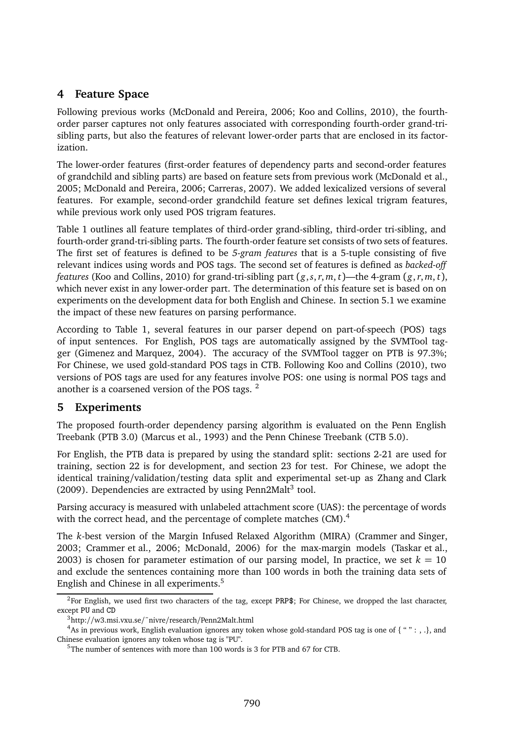## 4 Feature Space

Following previous works (McDonald and Pereira, 2006; Koo and Collins, 2010), the fourth-order parser captures not only features associated with corresponding fourth-order grand-tri-sibling parts, but also the features of relevant lower-order parts that are enclosed in its factorization.

The lower-order features (first-order features of dependency parts and second-order features of grandchild and sibling parts) are based on feature sets from previous work (McDonald et al., 2005; McDonald and Pereira, 2006; Carreras, 2007). We added lexicalized versions of several features. For example, second-order grandchild feature set defines lexical trigram features, while previous work only used POS trigram features.

Table 1 outlines all feature templates of third-order grand-sibling, third-order tri-sibling, and fourth-order grand-tri-sibling parts. The fourth-order feature set consists of two sets of features. The first set of features is defined to be *5-gram features* that is a 5-tuple consisting of five relevant indices using words and POS tags. The second set of features is defined as *backed-off features* (Koo and Collins, 2010) for grand-tri-sibling part $(g, s, r, m, t)$—the 4-gram $(g, r, m, t)$, which never exist in any lower-order part. The determination of this feature set is based on on experiments on the development data for both English and Chinese. In section 5.1 we examine the impact of these new features on parsing performance.

According to Table 1, several features in our parser depend on part-of-speech (POS) tags of input sentences. For English, POS tags are automatically assigned by the SVMTool tagger (Gimenez and Marquez, 2004). The accuracy of the SVMTool tagger on PTB is 97.3%; For Chinese, we used gold-standard POS tags in CTB. Following Koo and Collins (2010), two versions of POS tags are used for any features involve POS: one using is normal POS tags and another is a coarsened version of the POS tags. [2]

## 5 Experiments

The proposed fourth-order dependency parsing algorithm is evaluated on the Penn English Treebank (PTB 3.0) (Marcus et al., 1993) and the Penn Chinese Treebank (CTB 5.0).

For English, the PTB data is prepared by using the standard split: sections 2-21 are used for training, section 22 is for development, and section 23 for test. For Chinese, we adopt the identical training/validation/testing data split and experimental set-up as Zhang and Clark (2009). Dependencies are extracted by using Penn2Malt[3] tool.

Parsing accuracy is measured with unlabeled attachment score (UAS): the percentage of words with the correct head, and the percentage of complete matches (CM).[4]

The $k$-best version of the Margin Infused Relaxed Algorithm (MIRA) (Crammer and Singer, 2003; Crammer et al., 2006; McDonald, 2006) for the max-margin models (Taskar et al., 2003) is chosen for parameter estimation of our parsing model, In practice, we set $k = 10$ and exclude the sentences containing more than 100 words in both the training data sets of English and Chinese in all experiments.[5]

---

[2] For English, we used first two characters of the tag, except PRP$; For Chinese, we dropped the last character, except PU and CD

[3] http://w3.msi.vxu.se/~nivre/research/Penn2Malt.html

[4] As in previous work, English evaluation ignores any token whose gold-standard POS tag is one of { “ ” : , .}, and Chinese evaluation ignores any token whose tag is "PU".

[5] The number of sentences with more than 100 words is 3 for PTB and 67 for CTB.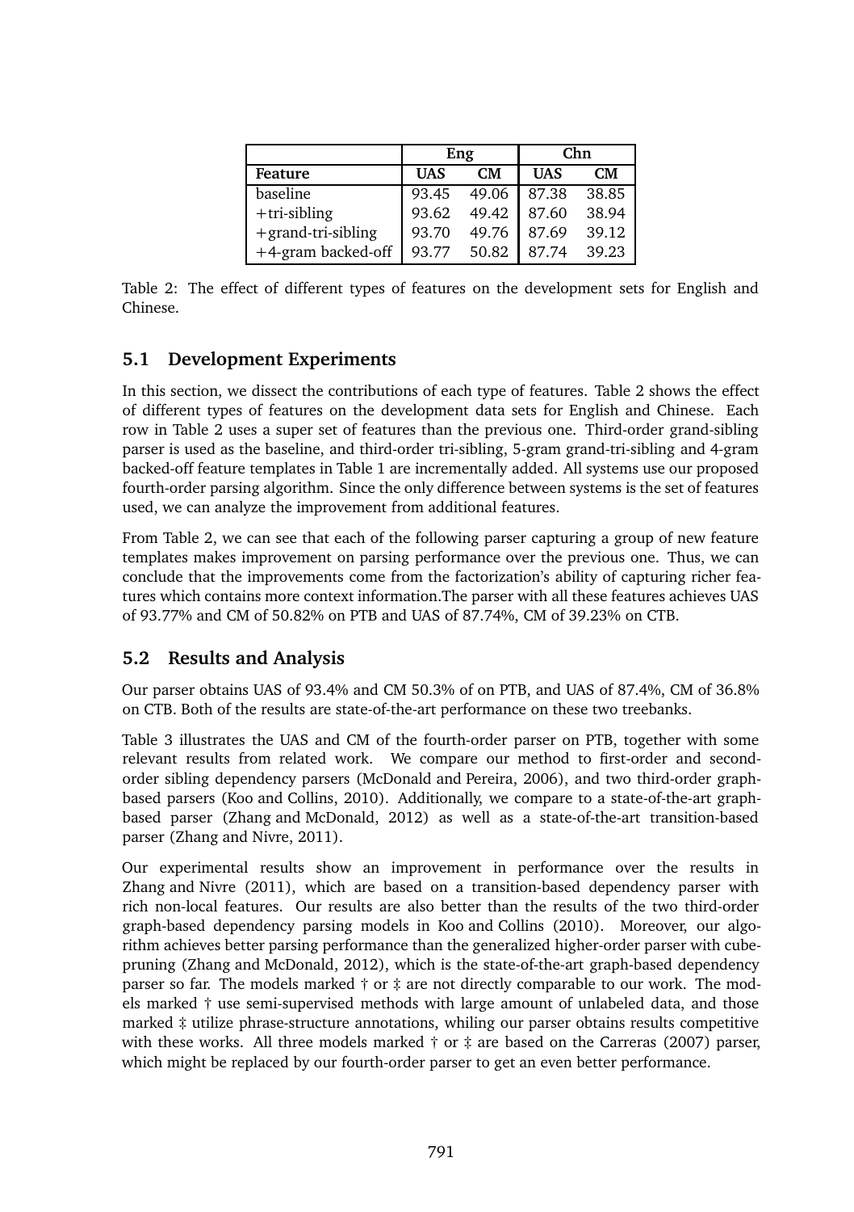|  | Eng |  | Chn |  |
| --- | --- | --- | --- | --- |
| **Feature** | **UAS** | **CM** | **UAS** | **CM** |
| baseline | 93.45 | 49.06 | 87.38 | 38.85 |
| +tri-sibling | 93.62 | 49.42 | 87.60 | 38.94 |
| +grand-tri-sibling | 93.70 | 49.76 | 87.69 | 39.12 |
| +4-gram backed-off | 93.77 | 50.82 | 87.74 | 39.23 |

Table 2: The effect of different types of features on the development sets for English and Chinese.

## 5.1 Development Experiments

In this section, we dissect the contributions of each type of features. Table 2 shows the effect of different types of features on the development data sets for English and Chinese. Each row in Table 2 uses a super set of features than the previous one. Third-order grand-sibling parser is used as the baseline, and third-order tri-sibling, 5-gram grand-tri-sibling and 4-gram backed-off feature templates in Table 1 are incrementally added. All systems use our proposed fourth-order parsing algorithm. Since the only difference between systems is the set of features used, we can analyze the improvement from additional features.

From Table 2, we can see that each of the following parser capturing a group of new feature templates makes improvement on parsing performance over the previous one. Thus, we can conclude that the improvements come from the factorization's ability of capturing richer features which contains more context information.The parser with all these features achieves UAS of 93.77% and CM of 50.82% on PTB and UAS of 87.74%, CM of 39.23% on CTB.

## 5.2 Results and Analysis

Our parser obtains UAS of 93.4% and CM 50.3% of on PTB, and UAS of 87.4%, CM of 36.8% on CTB. Both of the results are state-of-the-art performance on these two treebanks.

Table 3 illustrates the UAS and CM of the fourth-order parser on PTB, together with some relevant results from related work. We compare our method to first-order and second-order sibling dependency parsers (McDonald and Pereira, 2006), and two third-order graph-based parsers (Koo and Collins, 2010). Additionally, we compare to a state-of-the-art graph-based parser (Zhang and McDonald, 2012) as well as a state-of-the-art transition-based parser (Zhang and Nivre, 2011).

Our experimental results show an improvement in performance over the results in Zhang and Nivre (2011), which are based on a transition-based dependency parser with rich non-local features. Our results are also better than the results of the two third-order graph-based dependency parsing models in Koo and Collins (2010). Moreover, our algorithm achieves better parsing performance than the generalized higher-order parser with cube-pruning (Zhang and McDonald, 2012), which is the state-of-the-art graph-based dependency parser so far. The models marked † or ‡ are not directly comparable to our work. The models marked † use semi-supervised methods with large amount of unlabeled data, and those marked ‡ utilize phrase-structure annotations, whiling our parser obtains results competitive with these works. All three models marked † or ‡ are based on the Carreras (2007) parser, which might be replaced by our fourth-order parser to get an even better performance.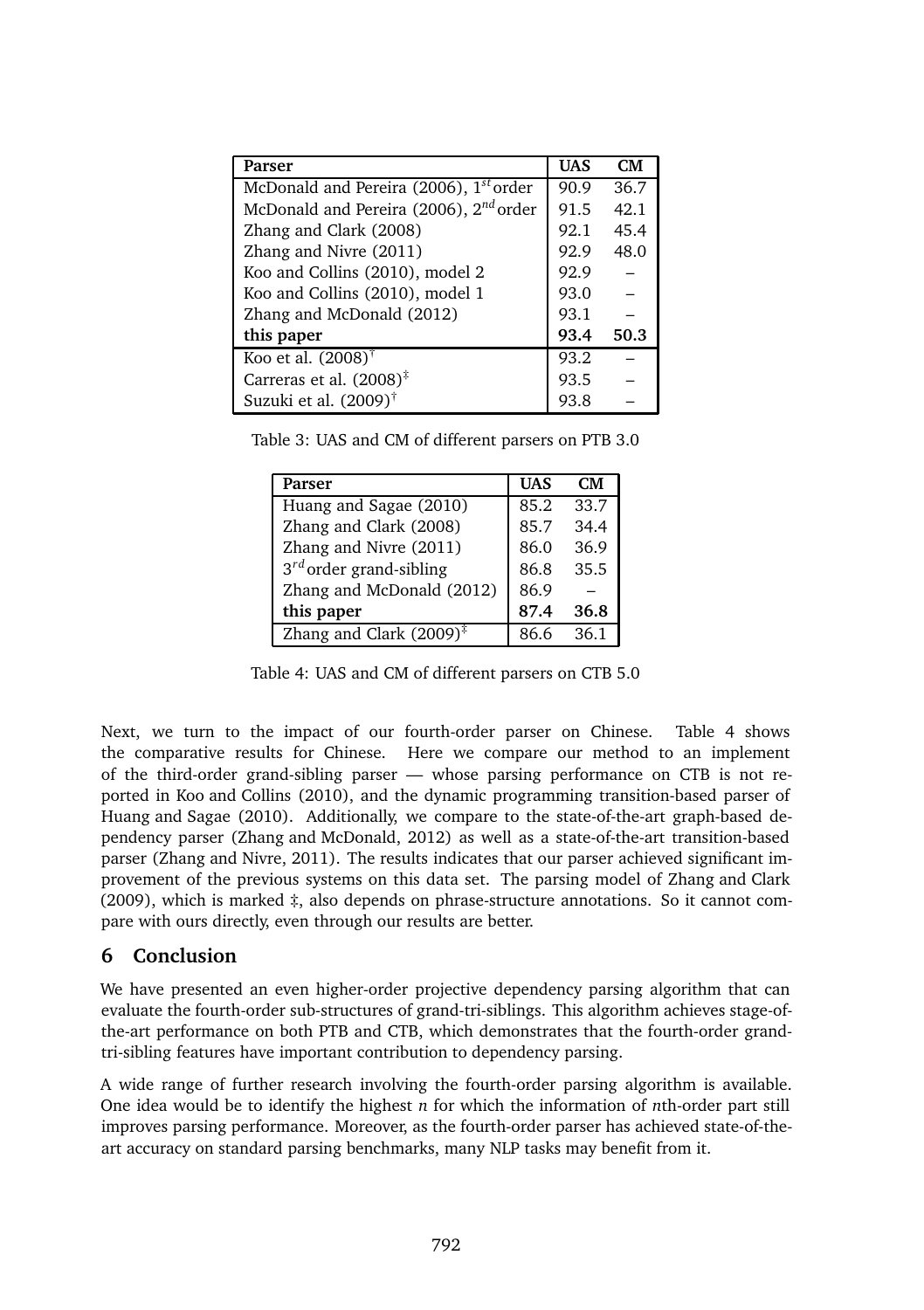| Parser | UAS | CM |
|---|---|---|
| McDonald and Pereira (2006), $1^{st}$ order | 90.9 | 36.7 |
| McDonald and Pereira (2006), $2^{nd}$ order | 91.5 | 42.1 |
| Zhang and Clark (2008) | 92.1 | 45.4 |
| Zhang and Nivre (2011) | 92.9 | 48.0 |
| Koo and Collins (2010), model 2 | 92.9 | – |
| Koo and Collins (2010), model 1 | 93.0 | – |
| Zhang and McDonald (2012) | 93.1 | – |
| **this paper** | **93.4** | **50.3** |
| Koo et al. (2008)† | 93.2 | – |
| Carreras et al. (2008)‡ | 93.5 | – |
| Suzuki et al. (2009)† | 93.8 | – |

Table 3: UAS and CM of different parsers on PTB 3.0

| Parser | UAS | CM |
|---|---|---|
| Huang and Sagae (2010) | 85.2 | 33.7 |
| Zhang and Clark (2008) | 85.7 | 34.4 |
| Zhang and Nivre (2011) | 86.0 | 36.9 |
| $3^{rd}$ order grand-sibling | 86.8 | 35.5 |
| Zhang and McDonald (2012) | 86.9 | – |
| **this paper** | **87.4** | **36.8** |
| Zhang and Clark (2009)‡ | 86.6 | 36.1 |

Table 4: UAS and CM of different parsers on CTB 5.0

Next, we turn to the impact of our fourth-order parser on Chinese. Table 4 shows the comparative results for Chinese. Here we compare our method to an implement of the third-order grand-sibling parser — whose parsing performance on CTB is not reported in Koo and Collins (2010), and the dynamic programming transition-based parser of Huang and Sagae (2010). Additionally, we compare to the state-of-the-art graph-based dependency parser (Zhang and McDonald, 2012) as well as a state-of-the-art transition-based parser (Zhang and Nivre, 2011). The results indicates that our parser achieved significant improvement of the previous systems on this data set. The parsing model of Zhang and Clark (2009), which is marked ‡, also depends on phrase-structure annotations. So it cannot compare with ours directly, even through our results are better.

## 6 Conclusion

We have presented an even higher-order projective dependency parsing algorithm that can evaluate the fourth-order sub-structures of grand-tri-siblings. This algorithm achieves stage-of-the-art performance on both PTB and CTB, which demonstrates that the fourth-order grand-tri-sibling features have important contribution to dependency parsing.

A wide range of further research involving the fourth-order parsing algorithm is available. One idea would be to identify the highest $n$ for which the information of $n$th-order part still improves parsing performance. Moreover, as the fourth-order parser has achieved state-of-the-art accuracy on standard parsing benchmarks, many NLP tasks may benefit from it.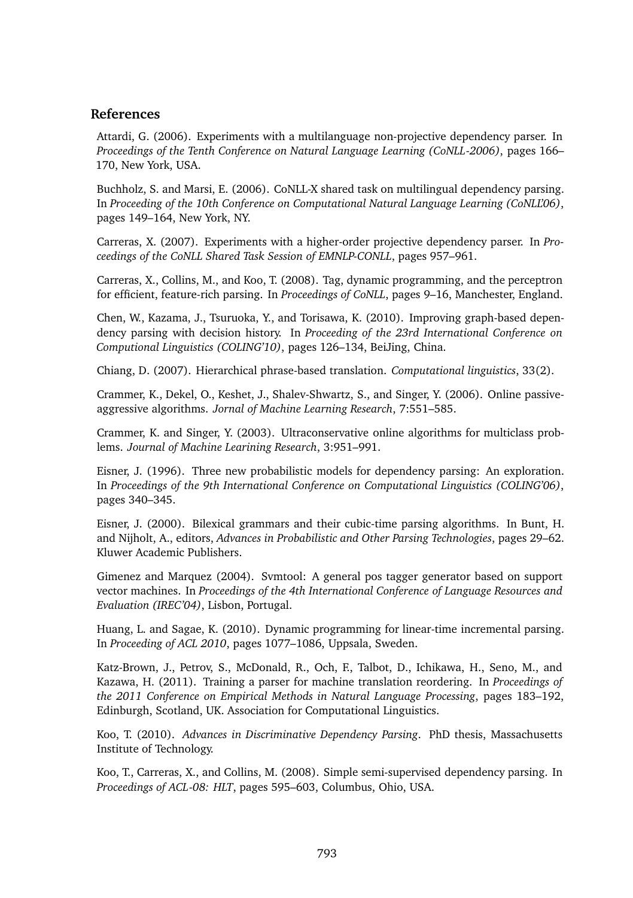## References

Attardi, G. (2006). Experiments with a multilanguage non-projective dependency parser. In *Proceedings of the Tenth Conference on Natural Language Learning (CoNLL-2006)*, pages 166–170, New York, USA.

Buchholz, S. and Marsi, E. (2006). CoNLL-X shared task on multilingual dependency parsing. In *Proceeding of the 10th Conference on Computational Natural Language Learning (CoNLL'06)*, pages 149–164, New York, NY.

Carreras, X. (2007). Experiments with a higher-order projective dependency parser. In *Proceedings of the CoNLL Shared Task Session of EMNLP-CONLL*, pages 957–961.

Carreras, X., Collins, M., and Koo, T. (2008). Tag, dynamic programming, and the perceptron for efficient, feature-rich parsing. In *Proceedings of CoNLL*, pages 9–16, Manchester, England.

Chen, W., Kazama, J., Tsuruoka, Y., and Torisawa, K. (2010). Improving graph-based dependency parsing with decision history. In *Proceeding of the 23rd International Conference on Computional Linguistics (COLING'10)*, pages 126–134, BeiJing, China.

Chiang, D. (2007). Hierarchical phrase-based translation. *Computational linguistics*, 33(2).

Crammer, K., Dekel, O., Keshet, J., Shalev-Shwartz, S., and Singer, Y. (2006). Online passive-aggressive algorithms. *Jornal of Machine Learning Research*, 7:551–585.

Crammer, K. and Singer, Y. (2003). Ultraconservative online algorithms for multiclass problems. *Journal of Machine Learining Research*, 3:951–991.

Eisner, J. (1996). Three new probabilistic models for dependency parsing: An exploration. In *Proceedings of the 9th International Conference on Computational Linguistics (COLING'06)*, pages 340–345.

Eisner, J. (2000). Bilexical grammars and their cubic-time parsing algorithms. In Bunt, H. and Nijholt, A., editors, *Advances in Probabilistic and Other Parsing Technologies*, pages 29–62. Kluwer Academic Publishers.

Gimenez and Marquez (2004). Svmtool: A general pos tagger generator based on support vector machines. In *Proceedings of the 4th International Conference of Language Resources and Evaluation (IREC'04)*, Lisbon, Portugal.

Huang, L. and Sagae, K. (2010). Dynamic programming for linear-time incremental parsing. In *Proceeding of ACL 2010*, pages 1077–1086, Uppsala, Sweden.

Katz-Brown, J., Petrov, S., McDonald, R., Och, F., Talbot, D., Ichikawa, H., Seno, M., and Kazawa, H. (2011). Training a parser for machine translation reordering. In *Proceedings of the 2011 Conference on Empirical Methods in Natural Language Processing*, pages 183–192, Edinburgh, Scotland, UK. Association for Computational Linguistics.

Koo, T. (2010). *Advances in Discriminative Dependency Parsing*. PhD thesis, Massachusetts Institute of Technology.

Koo, T., Carreras, X., and Collins, M. (2008). Simple semi-supervised dependency parsing. In *Proceedings of ACL-08: HLT*, pages 595–603, Columbus, Ohio, USA.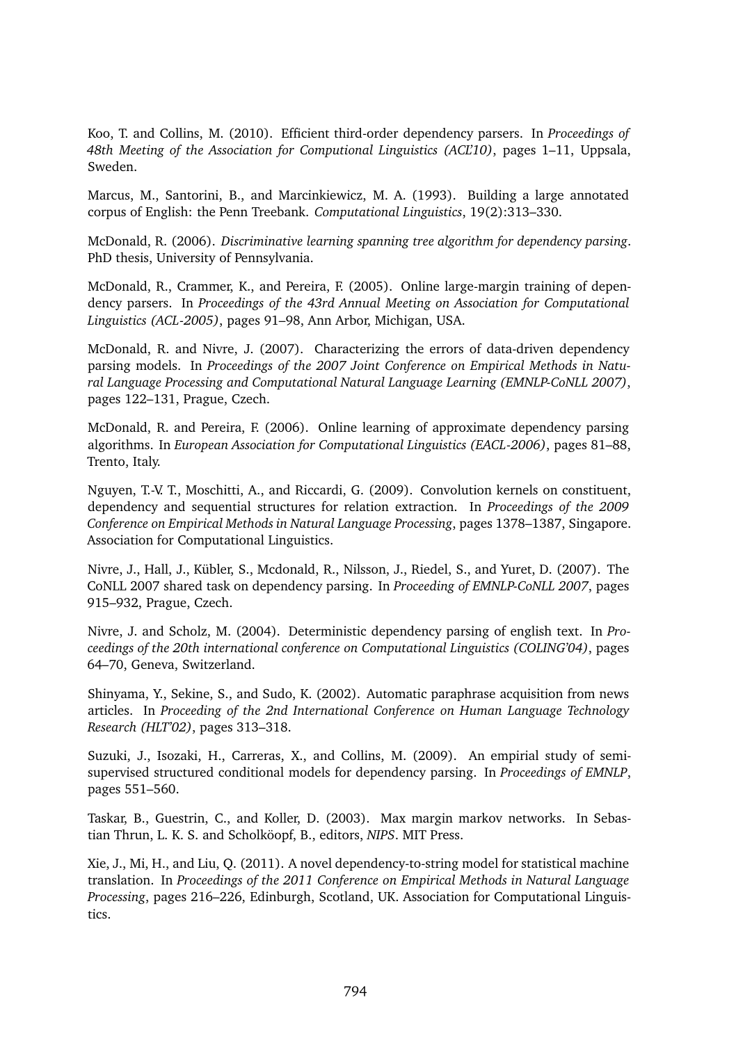Koo, T. and Collins, M. (2010). Efficient third-order dependency parsers. In *Proceedings of 48th Meeting of the Association for Computional Linguistics (ACL'10)*, pages 1–11, Uppsala, Sweden.

Marcus, M., Santorini, B., and Marcinkiewicz, M. A. (1993). Building a large annotated corpus of English: the Penn Treebank. *Computational Linguistics*, 19(2):313–330.

McDonald, R. (2006). *Discriminative learning spanning tree algorithm for dependency parsing*. PhD thesis, University of Pennsylvania.

McDonald, R., Crammer, K., and Pereira, F. (2005). Online large-margin training of dependency parsers. In *Proceedings of the 43rd Annual Meeting on Association for Computational Linguistics (ACL-2005)*, pages 91–98, Ann Arbor, Michigan, USA.

McDonald, R. and Nivre, J. (2007). Characterizing the errors of data-driven dependency parsing models. In *Proceedings of the 2007 Joint Conference on Empirical Methods in Natural Language Processing and Computational Natural Language Learning (EMNLP-CoNLL 2007)*, pages 122–131, Prague, Czech.

McDonald, R. and Pereira, F. (2006). Online learning of approximate dependency parsing algorithms. In *European Association for Computational Linguistics (EACL-2006)*, pages 81–88, Trento, Italy.

Nguyen, T.-V. T., Moschitti, A., and Riccardi, G. (2009). Convolution kernels on constituent, dependency and sequential structures for relation extraction. In *Proceedings of the 2009 Conference on Empirical Methods in Natural Language Processing*, pages 1378–1387, Singapore. Association for Computational Linguistics.

Nivre, J., Hall, J., Kübler, S., Mcdonald, R., Nilsson, J., Riedel, S., and Yuret, D. (2007). The CoNLL 2007 shared task on dependency parsing. In *Proceeding of EMNLP-CoNLL 2007*, pages 915–932, Prague, Czech.

Nivre, J. and Scholz, M. (2004). Deterministic dependency parsing of english text. In *Proceedings of the 20th international conference on Computational Linguistics (COLING'04)*, pages 64–70, Geneva, Switzerland.

Shinyama, Y., Sekine, S., and Sudo, K. (2002). Automatic paraphrase acquisition from news articles. In *Proceeding of the 2nd International Conference on Human Language Technology Research (HLT'02)*, pages 313–318.

Suzuki, J., Isozaki, H., Carreras, X., and Collins, M. (2009). An empirial study of semi-supervised structured conditional models for dependency parsing. In *Proceedings of EMNLP*, pages 551–560.

Taskar, B., Guestrin, C., and Koller, D. (2003). Max margin markov networks. In Sebastian Thrun, L. K. S. and Scholköopf, B., editors, *NIPS*. MIT Press.

Xie, J., Mi, H., and Liu, Q. (2011). A novel dependency-to-string model for statistical machine translation. In *Proceedings of the 2011 Conference on Empirical Methods in Natural Language Processing*, pages 216–226, Edinburgh, Scotland, UK. Association for Computational Linguistics.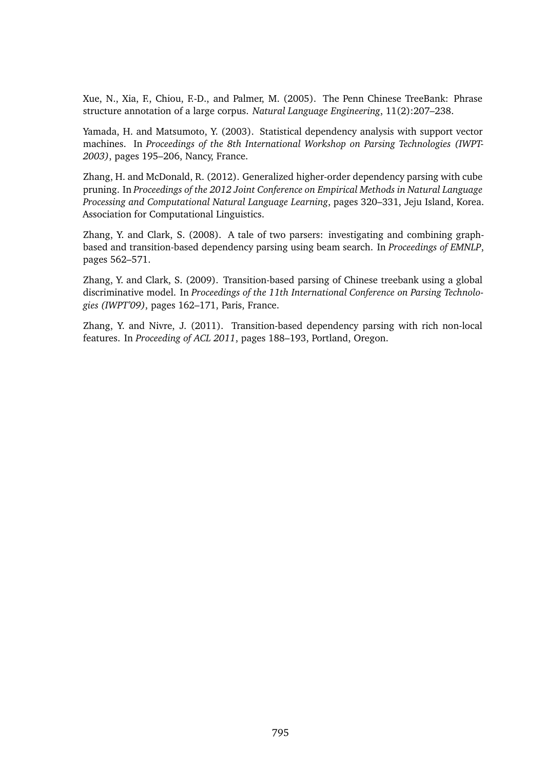Xue, N., Xia, F., Chiou, F.-D., and Palmer, M. (2005). The Penn Chinese TreeBank: Phrase structure annotation of a large corpus. *Natural Language Engineering*, 11(2):207–238.

Yamada, H. and Matsumoto, Y. (2003). Statistical dependency analysis with support vector machines. In *Proceedings of the 8th International Workshop on Parsing Technologies (IWPT-2003)*, pages 195–206, Nancy, France.

Zhang, H. and McDonald, R. (2012). Generalized higher-order dependency parsing with cube pruning. In *Proceedings of the 2012 Joint Conference on Empirical Methods in Natural Language Processing and Computational Natural Language Learning*, pages 320–331, Jeju Island, Korea. Association for Computational Linguistics.

Zhang, Y. and Clark, S. (2008). A tale of two parsers: investigating and combining graph-based and transition-based dependency parsing using beam search. In *Proceedings of EMNLP*, pages 562–571.

Zhang, Y. and Clark, S. (2009). Transition-based parsing of Chinese treebank using a global discriminative model. In *Proceedings of the 11th International Conference on Parsing Technologies (IWPT'09)*, pages 162–171, Paris, France.

Zhang, Y. and Nivre, J. (2011). Transition-based dependency parsing with rich non-local features. In *Proceeding of ACL 2011*, pages 188–193, Portland, Oregon.